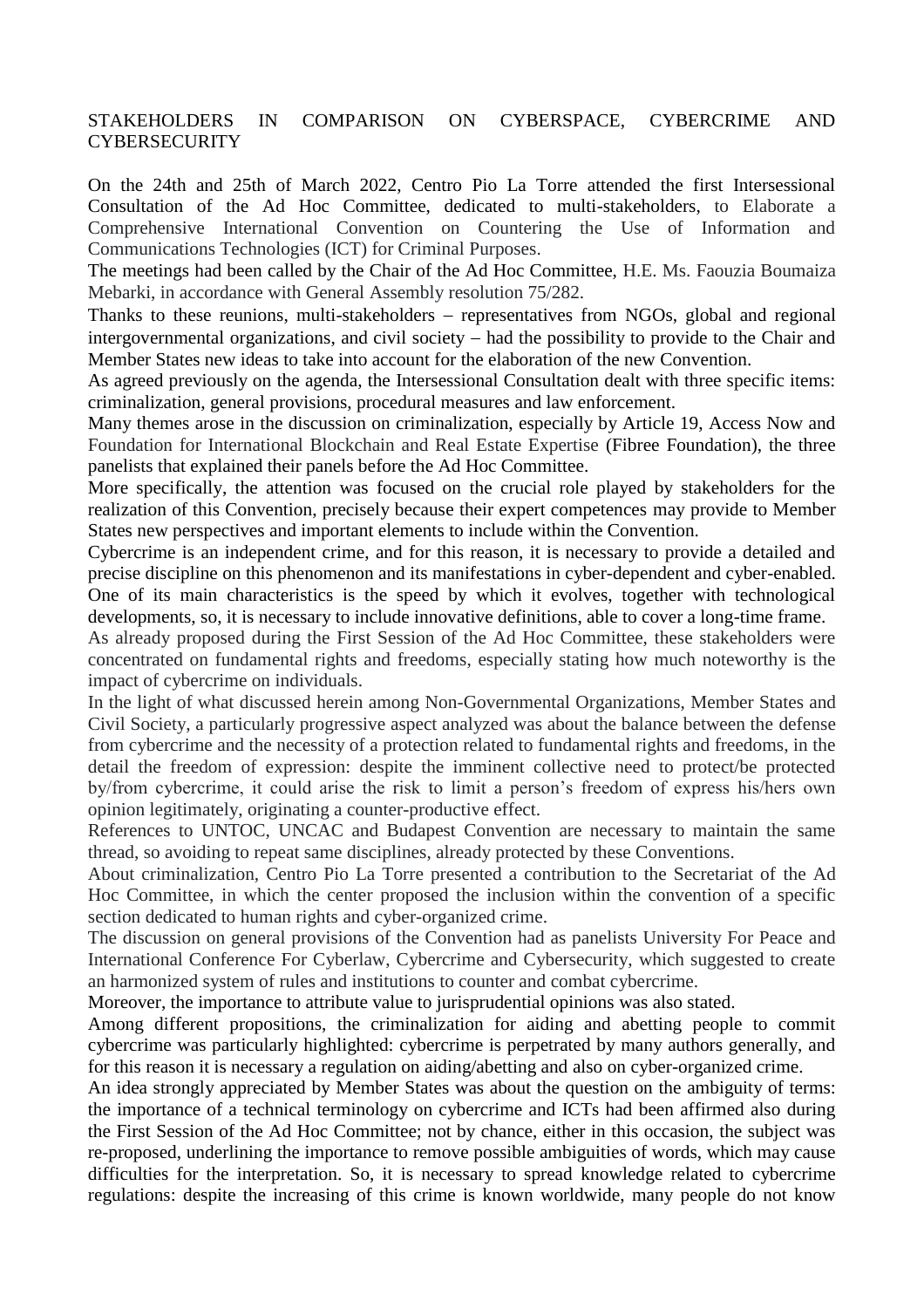# STAKEHOLDERS IN COMPARISON ON CYBERSPACE, CYBERCRIME AND CYBERSECURITY

On the 24th and 25th of March 2022, Centro Pio La Torre attended the first Intersessional Consultation of the Ad Hoc Committee, dedicated to multi-stakeholders, to Elaborate a Comprehensive International Convention on Countering the Use of Information and Communications Technologies (ICT) for Criminal Purposes.

The meetings had been called by the Chair of the Ad Hoc Committee, H.E. Ms. Faouzia Boumaiza Mebarki, in accordance with General Assembly resolution 75/282.

Thanks to these reunions, multi-stakeholders – representatives from NGOs, global and regional intergovernmental organizations, and civil society – had the possibility to provide to the Chair and Member States new ideas to take into account for the elaboration of the new Convention.

As agreed previously on the agenda, the Intersessional Consultation dealt with three specific items: criminalization, general provisions, procedural measures and law enforcement.

Many themes arose in the discussion on criminalization, especially by Article 19, Access Now and Foundation for International Blockchain and Real Estate Expertise (Fibree Foundation), the three panelists that explained their panels before the Ad Hoc Committee.

More specifically, the attention was focused on the crucial role played by stakeholders for the realization of this Convention, precisely because their expert competences may provide to Member States new perspectives and important elements to include within the Convention.

Cybercrime is an independent crime, and for this reason, it is necessary to provide a detailed and precise discipline on this phenomenon and its manifestations in cyber-dependent and cyber-enabled. One of its main characteristics is the speed by which it evolves, together with technological developments, so, it is necessary to include innovative definitions, able to cover a long-time frame.

As already proposed during the First Session of the Ad Hoc Committee, these stakeholders were concentrated on fundamental rights and freedoms, especially stating how much noteworthy is the impact of cybercrime on individuals.

In the light of what discussed herein among Non-Governmental Organizations, Member States and Civil Society, a particularly progressive aspect analyzed was about the balance between the defense from cybercrime and the necessity of a protection related to fundamental rights and freedoms, in the detail the freedom of expression: despite the imminent collective need to protect/be protected by/from cybercrime, it could arise the risk to limit a person's freedom of express his/hers own opinion legitimately, originating a counter-productive effect.

References to UNTOC, UNCAC and Budapest Convention are necessary to maintain the same thread, so avoiding to repeat same disciplines, already protected by these Conventions.

About criminalization, Centro Pio La Torre presented a contribution to the Secretariat of the Ad Hoc Committee, in which the center proposed the inclusion within the convention of a specific section dedicated to human rights and cyber-organized crime.

The discussion on general provisions of the Convention had as panelists University For Peace and International Conference For Cyberlaw, Cybercrime and Cybersecurity, which suggested to create an harmonized system of rules and institutions to counter and combat cybercrime.

Moreover, the importance to attribute value to jurisprudential opinions was also stated.

Among different propositions, the criminalization for aiding and abetting people to commit cybercrime was particularly highlighted: cybercrime is perpetrated by many authors generally, and for this reason it is necessary a regulation on aiding/abetting and also on cyber-organized crime.

An idea strongly appreciated by Member States was about the question on the ambiguity of terms: the importance of a technical terminology on cybercrime and ICTs had been affirmed also during the First Session of the Ad Hoc Committee; not by chance, either in this occasion, the subject was re-proposed, underlining the importance to remove possible ambiguities of words, which may cause difficulties for the interpretation. So, it is necessary to spread knowledge related to cybercrime regulations: despite the increasing of this crime is known worldwide, many people do not know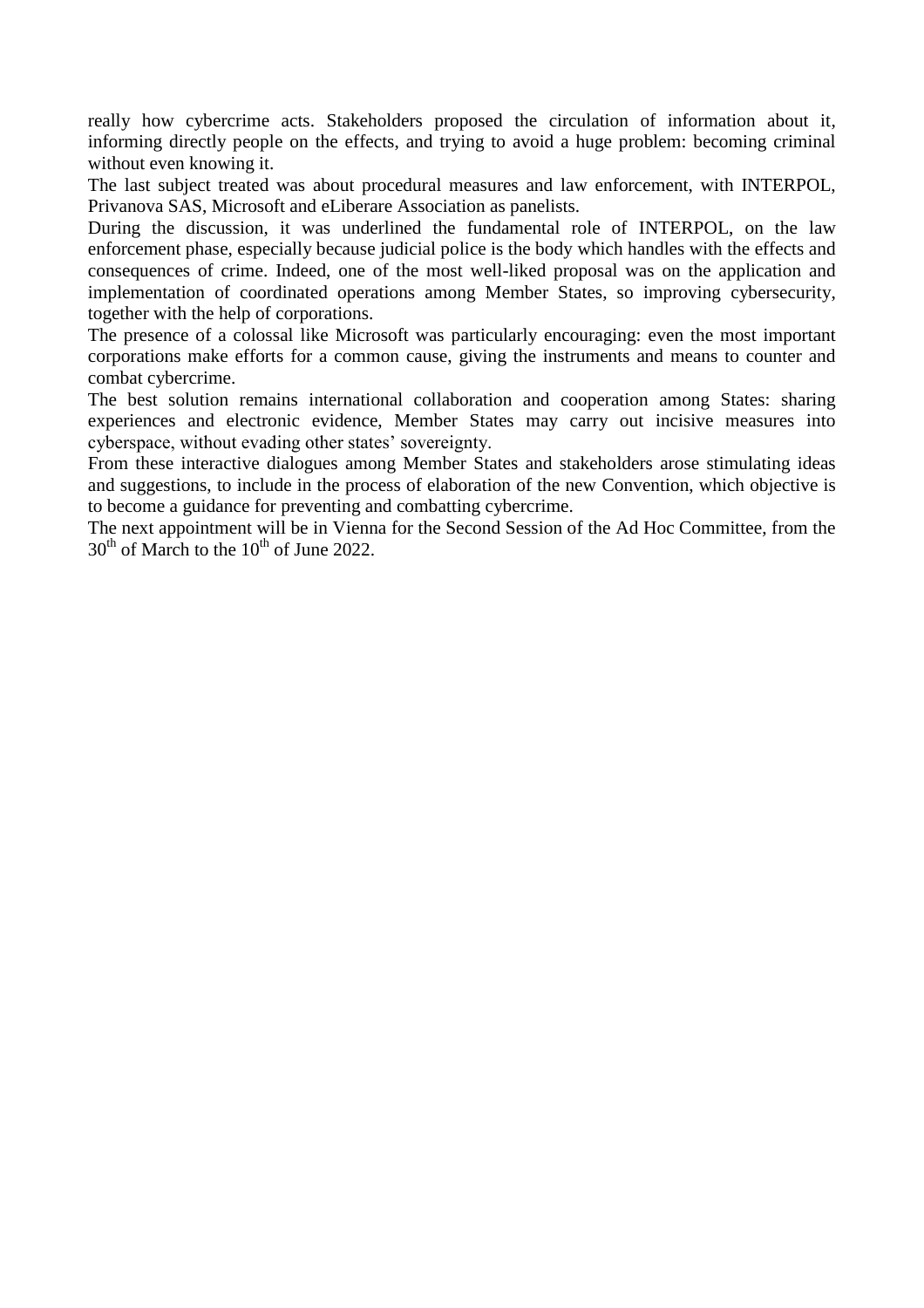really how cybercrime acts. Stakeholders proposed the circulation of information about it, informing directly people on the effects, and trying to avoid a huge problem: becoming criminal without even knowing it.

The last subject treated was about procedural measures and law enforcement, with INTERPOL, Privanova SAS, Microsoft and eLiberare Association as panelists.

During the discussion, it was underlined the fundamental role of INTERPOL, on the law enforcement phase, especially because judicial police is the body which handles with the effects and consequences of crime. Indeed, one of the most well-liked proposal was on the application and implementation of coordinated operations among Member States, so improving cybersecurity, together with the help of corporations.

The presence of a colossal like Microsoft was particularly encouraging: even the most important corporations make efforts for a common cause, giving the instruments and means to counter and combat cybercrime.

The best solution remains international collaboration and cooperation among States: sharing experiences and electronic evidence, Member States may carry out incisive measures into cyberspace, without evading other states' sovereignty.

From these interactive dialogues among Member States and stakeholders arose stimulating ideas and suggestions, to include in the process of elaboration of the new Convention, which objective is to become a guidance for preventing and combatting cybercrime.

The next appointment will be in Vienna for the Second Session of the Ad Hoc Committee, from the 30th of March to the 10th of June 2022.